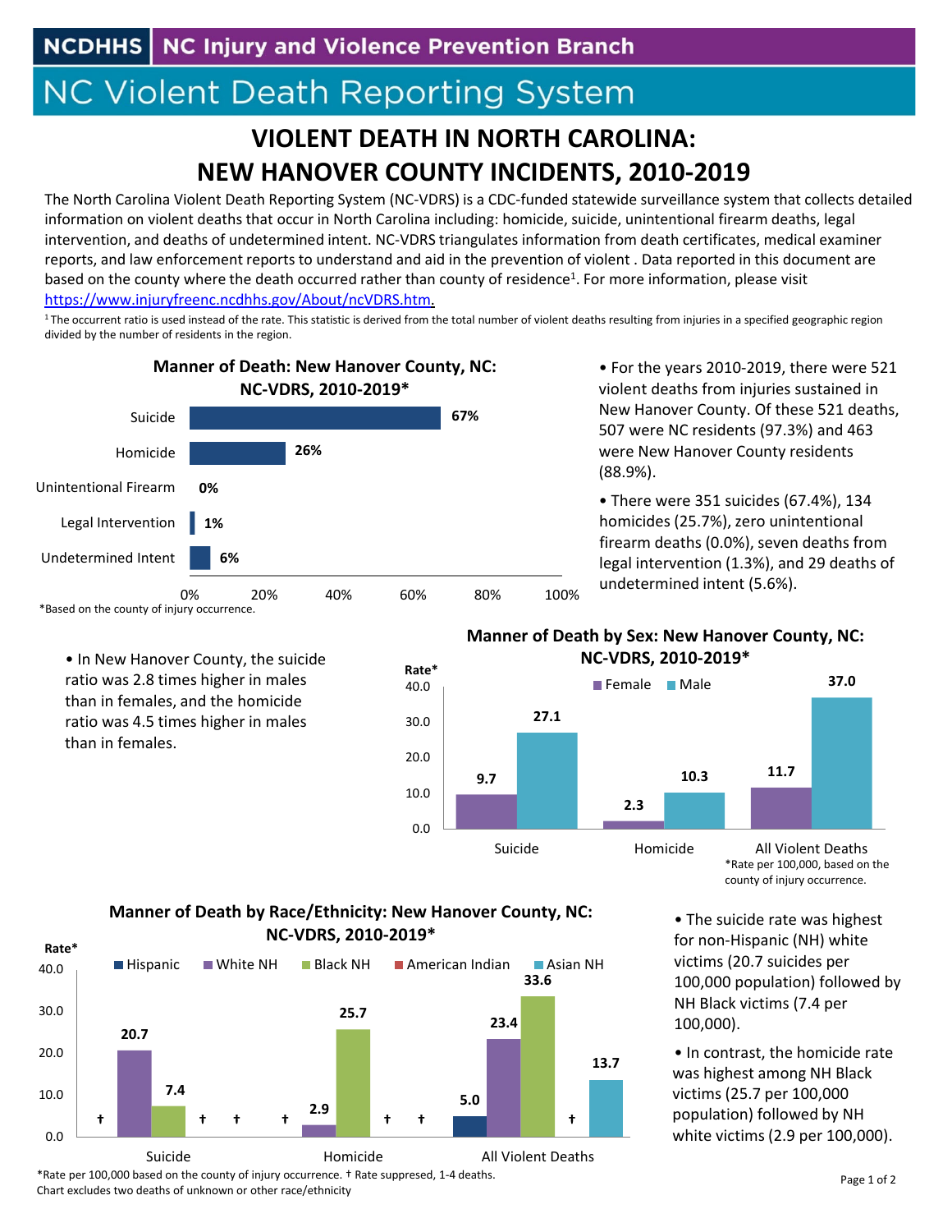NCDHHS | NC Injury and Violence Prevention Branch

# NC Violent Death Reporting System

## VIOLENT DEATH IN NORTH CAROLINA: NEW HANOVER COUNTY INCIDENTS, 2010-2019

The North Carolina Violent Death Reporting System (NC-VDRS) is a CDC-funded statewide surveillance system that collects detailed information on violent deaths that occur in North Carolina including: homicide, suicide, unintentional firearm deaths, legal intervention, and deaths of undetermined intent. NC-VDRS triangulates information from death certificates, medical examiner reports, and law enforcement reports to understand and aid in the prevention of violent . Data reported in this document are based on the county where the death occurred rather than county of residence[1]. For more information, please visit https://www.injuryfreenc.ncdhhs.gov/About/ncVDRS.htm.

[1] The occurrent ratio is used instead of the rate. This statistic is derived from the total number of violent deaths resulting from injuries in a specified geographic region divided by the number of residents in the region.

**Manner of Death: New Hanover County, NC: NC-VDRS, 2010-2019***

| Manner of Death | Percent |
|---|---|
| Suicide | 67% |
| Homicide | 26% |
| Unintentional Firearm | 0% |
| Legal Intervention | 1% |
| Undetermined Intent | 6% |

*Based on the county of injury occurrence.

- For the years 2010-2019, there were 521 violent deaths from injuries sustained in New Hanover County. Of these 521 deaths, 507 were NC residents (97.3%) and 463 were New Hanover County residents (88.9%).
- There were 351 suicides (67.4%), 134 homicides (25.7%), zero unintentional firearm deaths (0.0%), seven deaths from legal intervention (1.3%), and 29 deaths of undetermined intent (5.6%).
- In New Hanover County, the suicide ratio was 2.8 times higher in males than in females, and the homicide ratio was 4.5 times higher in males than in females.

**Manner of Death by Sex: New Hanover County, NC: NC-VDRS, 2010-2019***

| Rate* | Female | Male |
|---|---|---|
| Suicide | 9.7 | 27.1 |
| Homicide | 2.3 | 10.3 |
| All Violent Deaths | 11.7 | 37.0 |

*Rate per 100,000, based on the county of injury occurrence.

**Manner of Death by Race/Ethnicity: New Hanover County, NC: NC-VDRS, 2010-2019***

| Rate* | Hispanic | White NH | Black NH | American Indian | Asian NH |
|---|---|---|---|---|---|
| Suicide | † | 20.7 | 7.4 | † | † |
| Homicide | † | 2.9 | 25.7 | † | † |
| All Violent Deaths | 5.0 | 23.4 | 33.6 | † | 13.7 |

*Rate per 100,000 based on the county of injury occurrence. † Rate suppressed, 1-4 deaths.
Chart excludes two deaths of unknown or other race/ethnicity

- The suicide rate was highest for non-Hispanic (NH) white victims (20.7 suicides per 100,000 population) followed by NH Black victims (7.4 per 100,000).
- In contrast, the homicide rate was highest among NH Black victims (25.7 per 100,000 population) followed by NH white victims (2.9 per 100,000).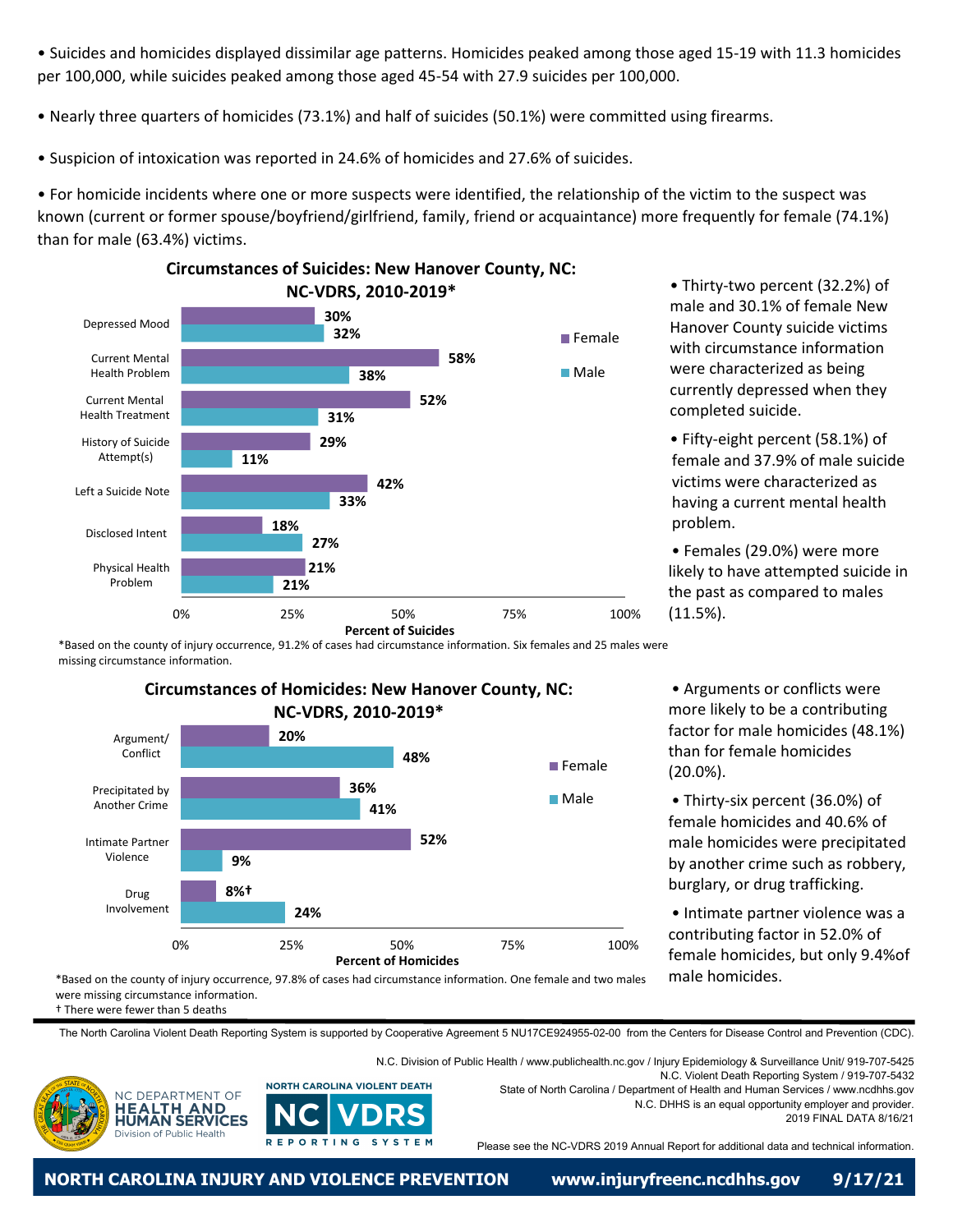• Suicides and homicides displayed dissimilar age patterns. Homicides peaked among those aged 15-19 with 11.3 homicides per 100,000, while suicides peaked among those aged 45-54 with 27.9 suicides per 100,000.

• Nearly three quarters of homicides (73.1%) and half of suicides (50.1%) were committed using firearms.

• Suspicion of intoxication was reported in 24.6% of homicides and 27.6% of suicides.

• For homicide incidents where one or more suspects were identified, the relationship of the victim to the suspect was known (current or former spouse/boyfriend/girlfriend, family, friend or acquaintance) more frequently for female (74.1%) than for male (63.4%) victims.

**Circumstances of Suicides: New Hanover County, NC: NC-VDRS, 2010-2019***

Female
Male

Depressed Mood
30%
32%

Current Mental Health Problem
58%
38%

Current Mental Health Treatment
52%
31%

History of Suicide Attempt(s)
29%
11%

Left a Suicide Note
42%
33%

Disclosed Intent
18%
27%

Physical Health Problem
21%
21%

0% 25% 50% 75% 100%

Percent of Suicides

*Based on the county of injury occurrence, 91.2% of cases had circumstance information. Six females and 25 males were missing circumstance information.

• Thirty-two percent (32.2%) of male and 30.1% of female New Hanover County suicide victims with circumstance information were characterized as being currently depressed when they completed suicide.

• Fifty-eight percent (58.1%) of female and 37.9% of male suicide victims were characterized as having a current mental health problem.

• Females (29.0%) were more likely to have attempted suicide in the past as compared to males (11.5%).

**Circumstances of Homicides: New Hanover County, NC: NC-VDRS, 2010-2019***

Female
Male

Argument/ Conflict
20%
48%

Precipitated by Another Crime
36%
41%

Intimate Partner Violence
52%
9%

Drug Involvement
8%†
24%

0% 25% 50% 75% 100%

Percent of Homicides

*Based on the county of injury occurrence, 97.8% of cases had circumstance information. One female and two males were missing circumstance information.
† There were fewer than 5 deaths

• Arguments or conflicts were more likely to be a contributing factor for male homicides (48.1%) than for female homicides (20.0%).

• Thirty-six percent (36.0%) of female homicides and 40.6% of male homicides were precipitated by another crime such as robbery, burglary, or drug trafficking.

• Intimate partner violence was a contributing factor in 52.0% of female homicides, but only 9.4%of male homicides.

The North Carolina Violent Death Reporting System is supported by Cooperative Agreement 5 NU17CE924955-02-00 from the Centers for Disease Control and Prevention (CDC).

N.C. Division of Public Health / www.publichealth.nc.gov / Injury Epidemiology & Surveillance Unit/ 919-707-5425
N.C. Violent Death Reporting System / 919-707-5432
State of North Carolina / Department of Health and Human Services / www.ncdhhs.gov
N.C. DHHS is an equal opportunity employer and provider.
2019 FINAL DATA 8/16/21

NC DEPARTMENT OF HEALTH AND HUMAN SERVICES Division of Public Health

NORTH CAROLINA VIOLENT DEATH NC VDRS REPORTING SYSTEM

Please see the NC-VDRS 2019 Annual Report for additional data and technical information.

**NORTH CAROLINA INJURY AND VIOLENCE PREVENTION www.injuryfreenc.ncdhhs.gov 9/17/21**